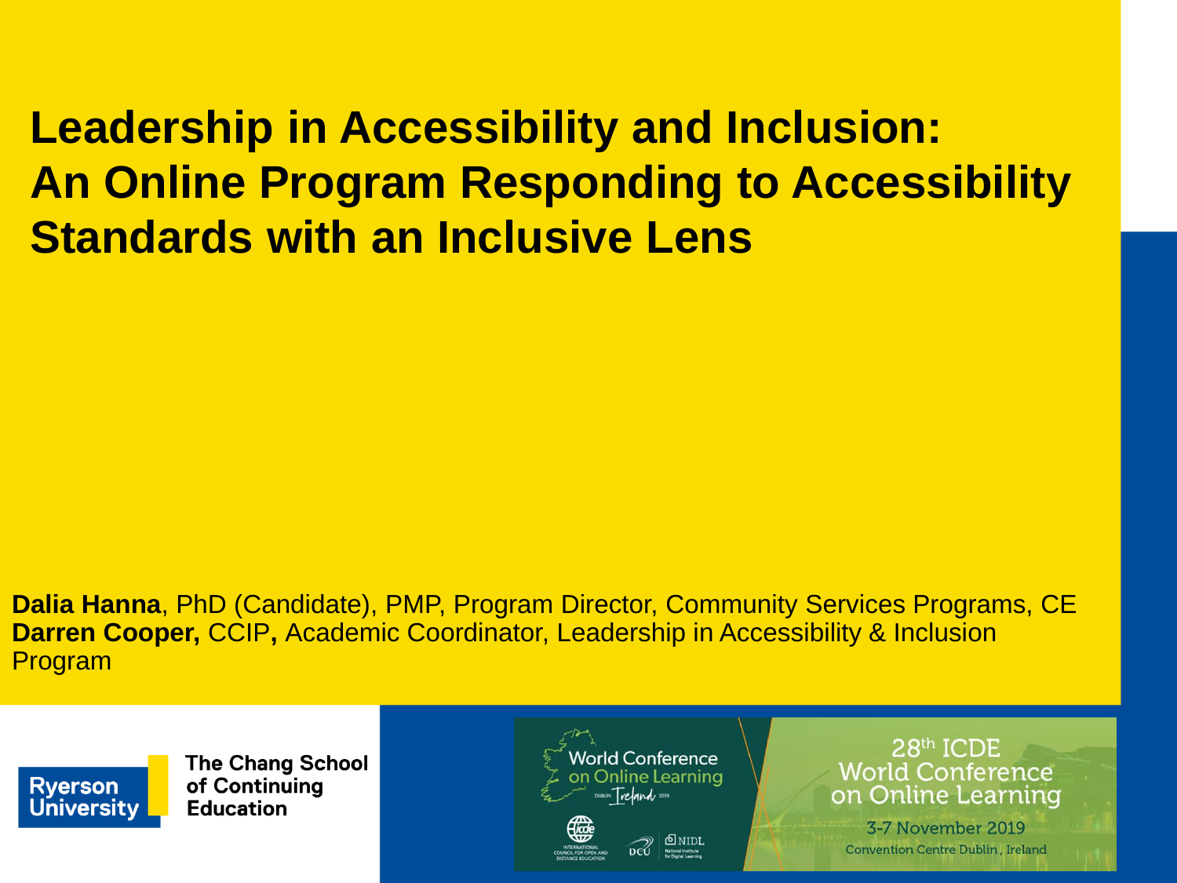# Leadership in Accessibility and Inclusion: An Online Program Responding to Accessibility Standards with an Inclusive Lens

**Dalia Hanna**, PhD (Candidate), PMP, Program Director, Community Services Programs, CE
**Darren Cooper,** CCIP**,** Academic Coordinator, Leadership in Accessibility & Inclusion Program

Ryerson University

The Chang School of Continuing Education

World Conference on Online Learning
Dublin Ireland 2019

28th ICDE World Conference on Online Learning
3-7 November 2019
Convention Centre Dublin, Ireland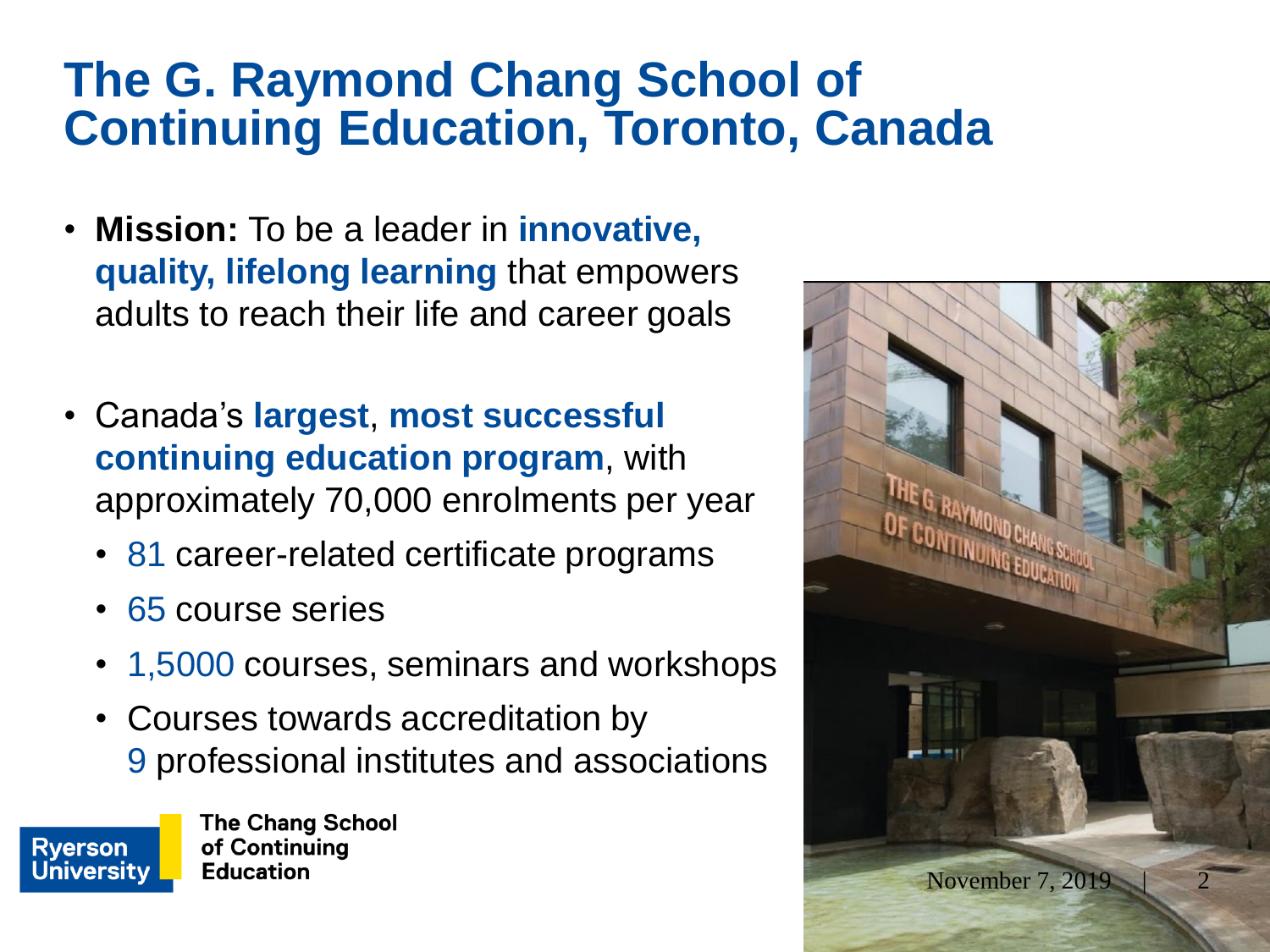# The G. Raymond Chang School of Continuing Education, Toronto, Canada

- **Mission:** To be a leader in **innovative, quality, lifelong learning** that empowers adults to reach their life and career goals

- Canada's **largest**, **most successful continuing education program**, with approximately 70,000 enrolments per year
  - 81 career-related certificate programs
  - 65 course series
  - 1,5000 courses, seminars and workshops
  - Courses towards accreditation by 9 professional institutes and associations

Ryerson University | The Chang School of Continuing Education

November 7, 2019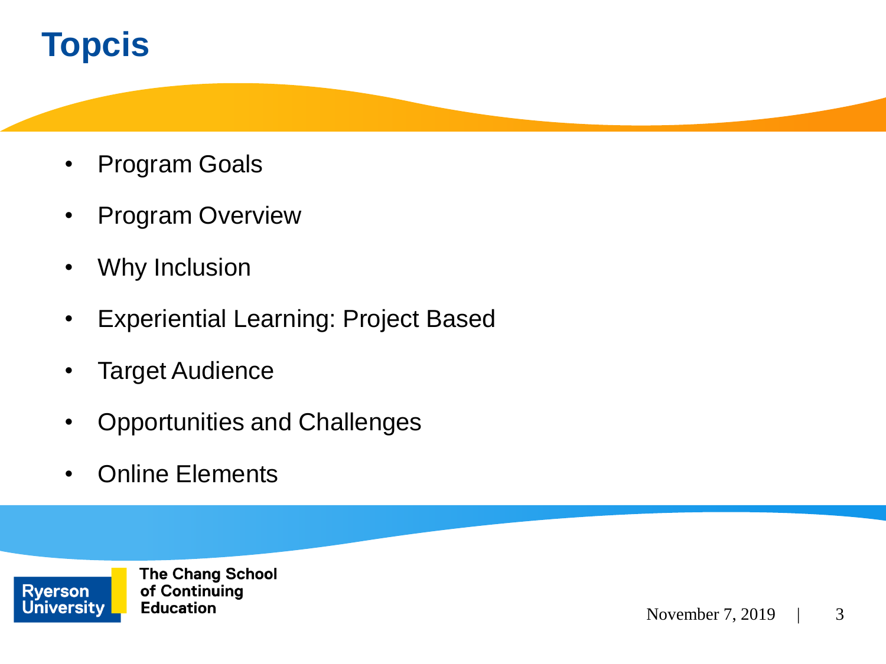# Topcis

- Program Goals
- Program Overview
- Why Inclusion
- Experiential Learning: Project Based
- Target Audience
- Opportunities and Challenges
- Online Elements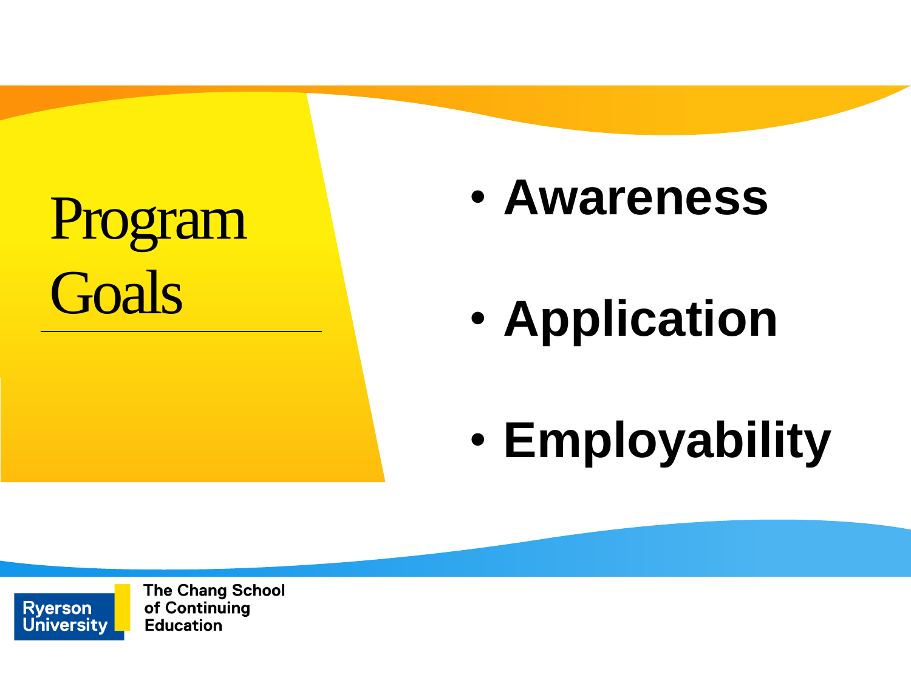# Program Goals

- **Awareness**
- **Application**
- **Employability**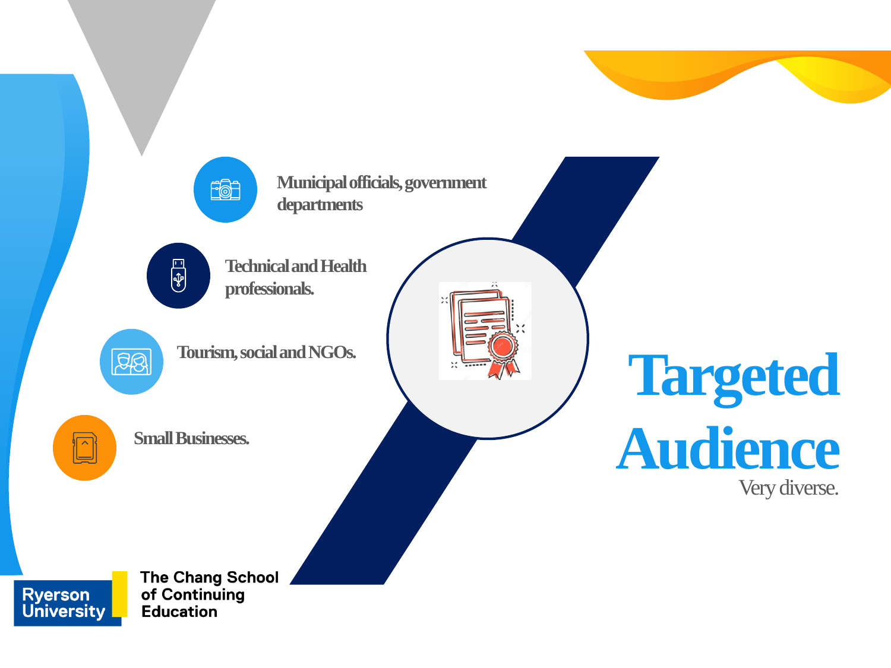# Targeted Audience

Very diverse.

- Municipal officials, government departments
- Technical and Health professionals.
- Tourism, social and NGOs.
- Small Businesses.

Ryerson University

The Chang School of Continuing Education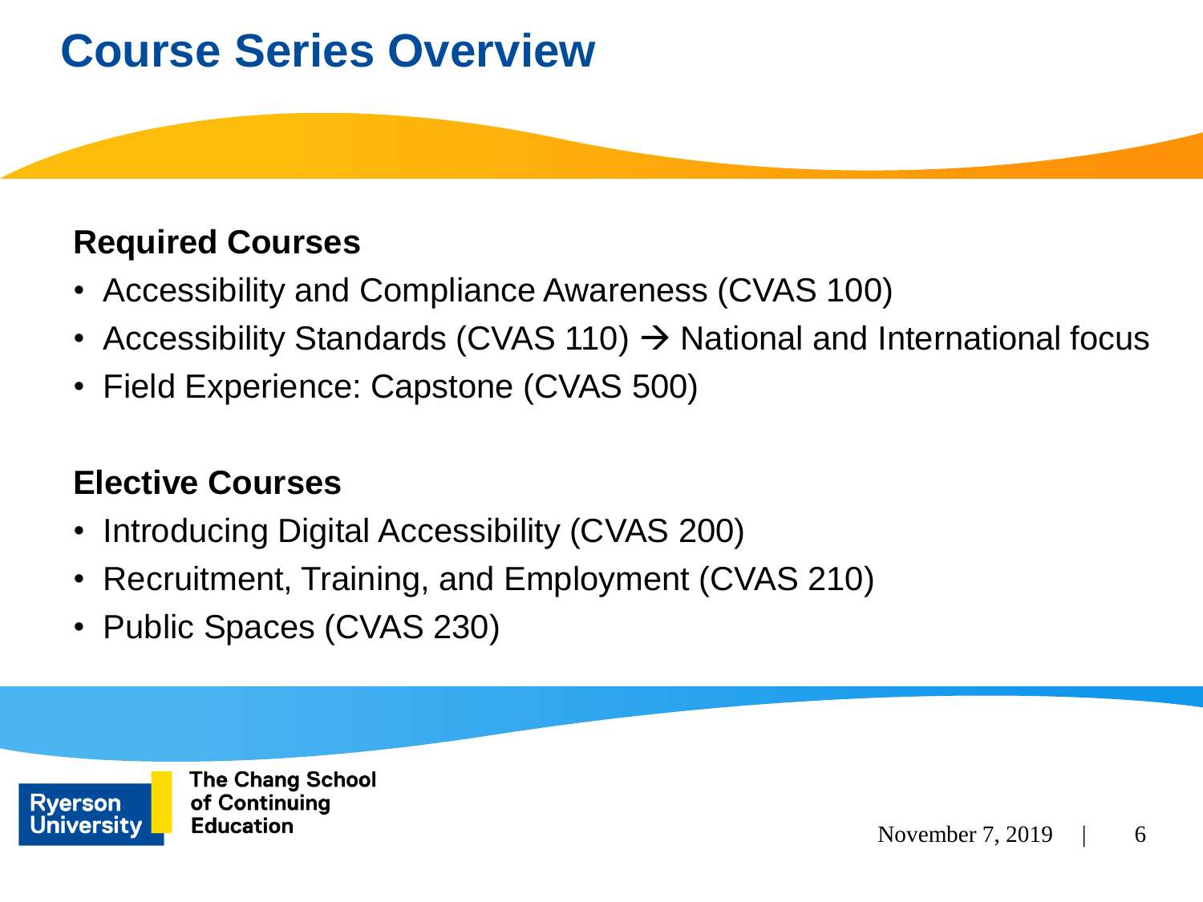# Course Series Overview

**Required Courses**

- Accessibility and Compliance Awareness (CVAS 100)
- Accessibility Standards (CVAS 110) → National and International focus
- Field Experience: Capstone (CVAS 500)

**Elective Courses**

- Introducing Digital Accessibility (CVAS 200)
- Recruitment, Training, and Employment (CVAS 210)
- Public Spaces (CVAS 230)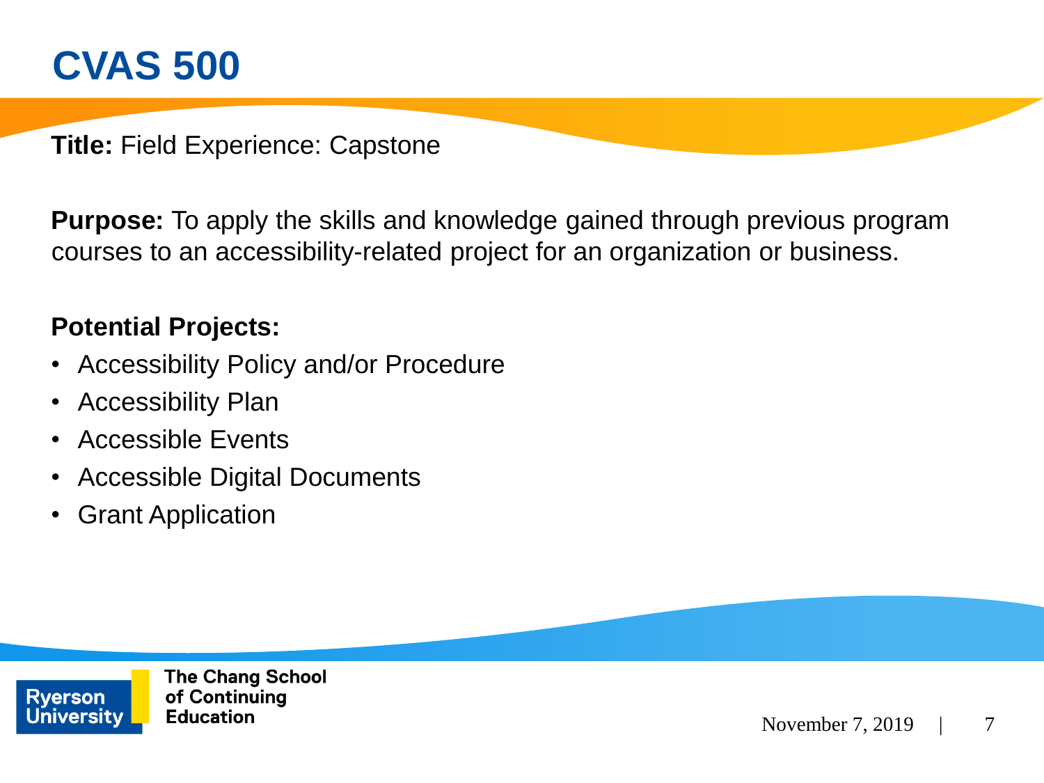# CVAS 500

**Title:** Field Experience: Capstone

**Purpose:** To apply the skills and knowledge gained through previous program courses to an accessibility-related project for an organization or business.

**Potential Projects:**

- Accessibility Policy and/or Procedure
- Accessibility Plan
- Accessible Events
- Accessible Digital Documents
- Grant Application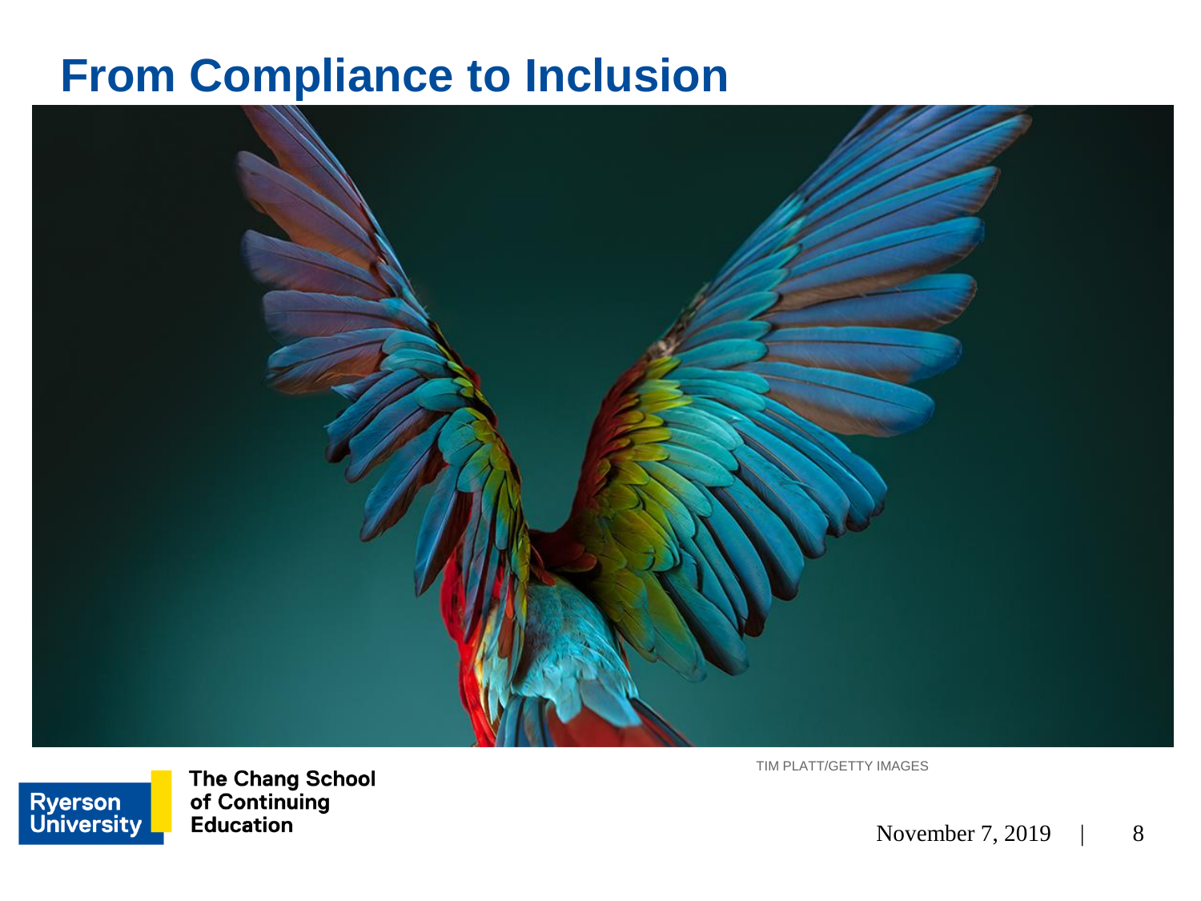# From Compliance to Inclusion

TIM PLATT/GETTY IMAGES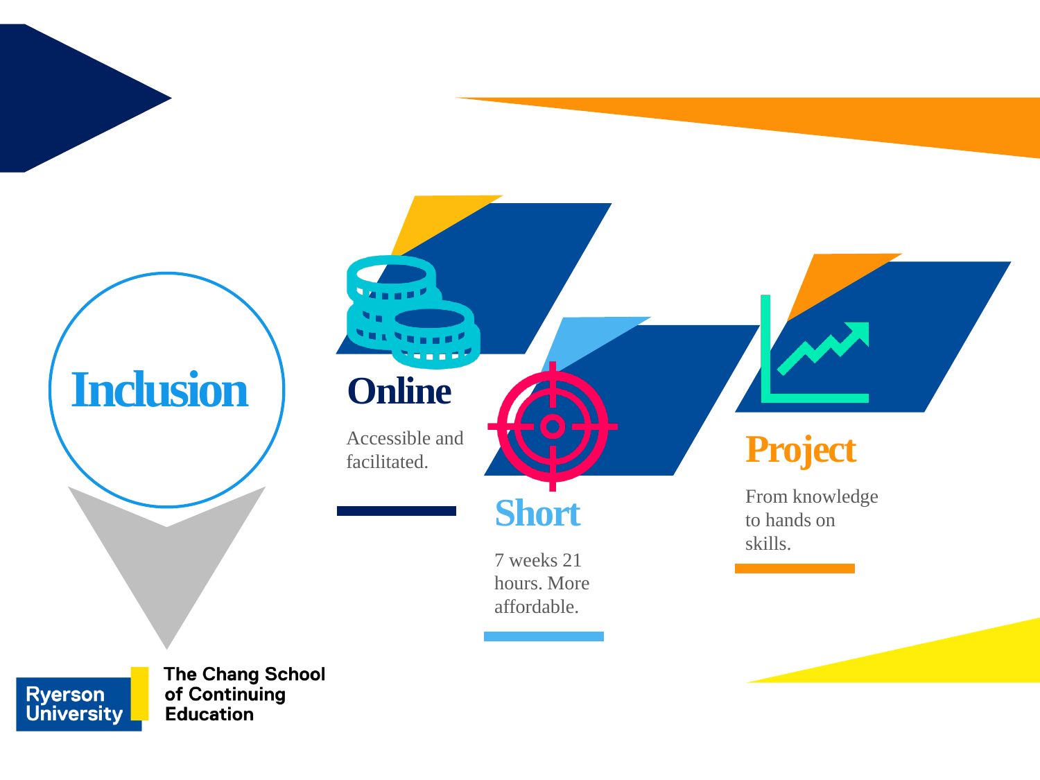# Inclusion

## Online

Accessible and facilitated.

## Short

7 weeks 21 hours. More affordable.

## Project

From knowledge to hands on skills.

Ryerson University

The Chang School of Continuing Education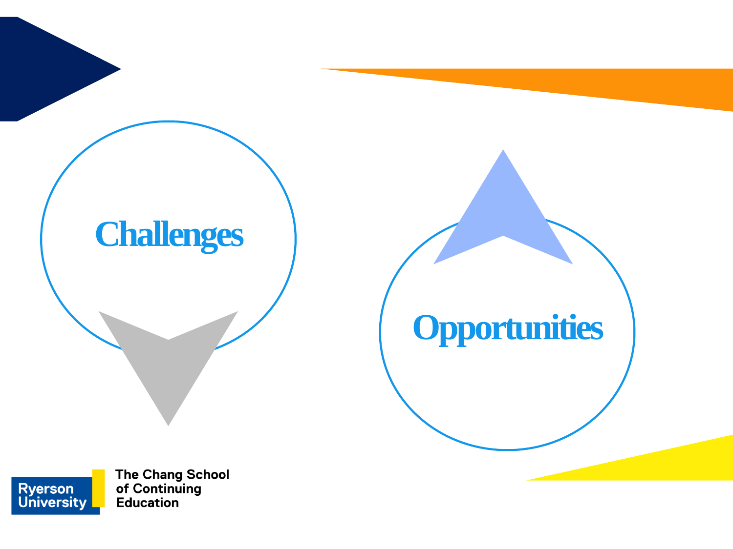Challenges

Opportunities

Ryerson University

The Chang School of Continuing Education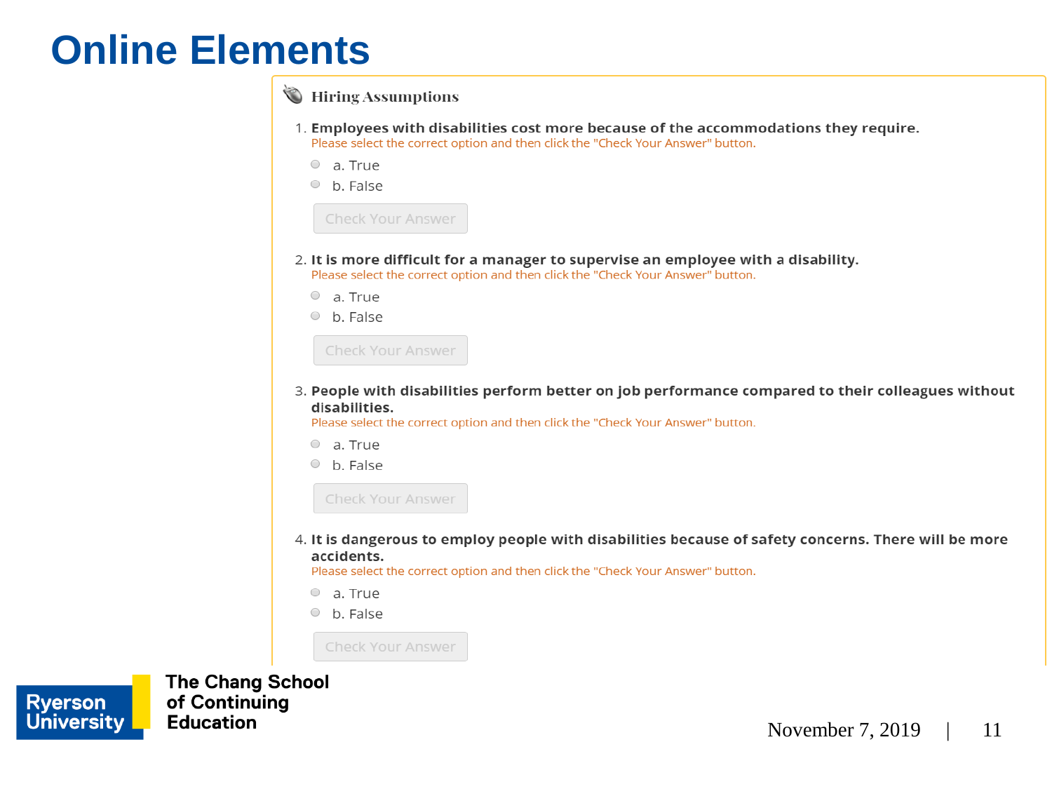# Online Elements

### Hiring Assumptions

1. **Employees with disabilities cost more because of the accommodations they require.**
   Please select the correct option and then click the "Check Your Answer" button.
   - a. True
   - b. False

   Check Your Answer

2. **It is more difficult for a manager to supervise an employee with a disability.**
   Please select the correct option and then click the "Check Your Answer" button.
   - a. True
   - b. False

   Check Your Answer

3. **People with disabilities perform better on job performance compared to their colleagues without disabilities.**
   Please select the correct option and then click the "Check Your Answer" button.
   - a. True
   - b. False

   Check Your Answer

4. **It is dangerous to employ people with disabilities because of safety concerns. There will be more accidents.**
   Please select the correct option and then click the "Check Your Answer" button.
   - a. True
   - b. False

   Check Your Answer

Ryerson University | The Chang School of Continuing Education

November 7, 2019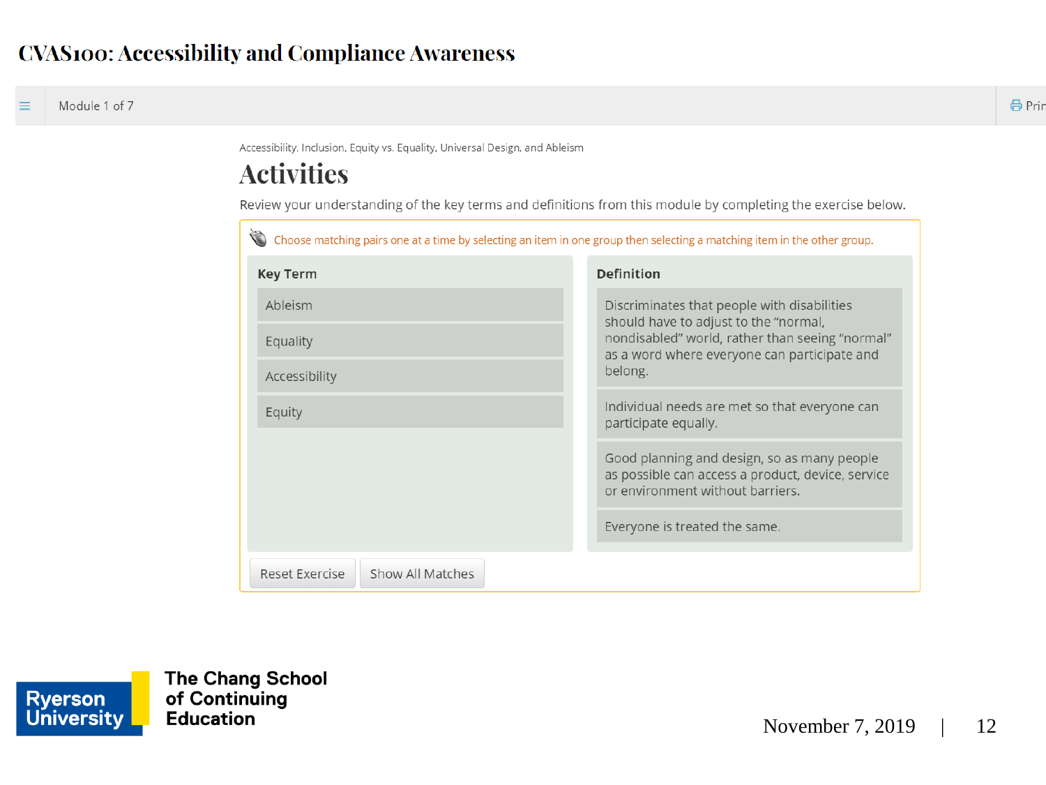# CVAS100: Accessibility and Compliance Awareness

Module 1 of 7

Accessibility, Inclusion, Equity vs. Equality, Universal Design, and Ableism

## Activities

Review your understanding of the key terms and definitions from this module by completing the exercise below.

Choose matching pairs one at a time by selecting an item in one group then selecting a matching item in the other group.

| Key Term | Definition |
| --- | --- |
| Ableism | Discriminates that people with disabilities should have to adjust to the "normal, nondisabled" world, rather than seeing "normal" as a word where everyone can participate and belong. |
| Equality | Individual needs are met so that everyone can participate equally. |
| Accessibility | Good planning and design, so as many people as possible can access a product, device, service or environment without barriers. |
| Equity | Everyone is treated the same. |

Reset Exercise | Show All Matches

Ryerson University — The Chang School of Continuing Education

November 7, 2019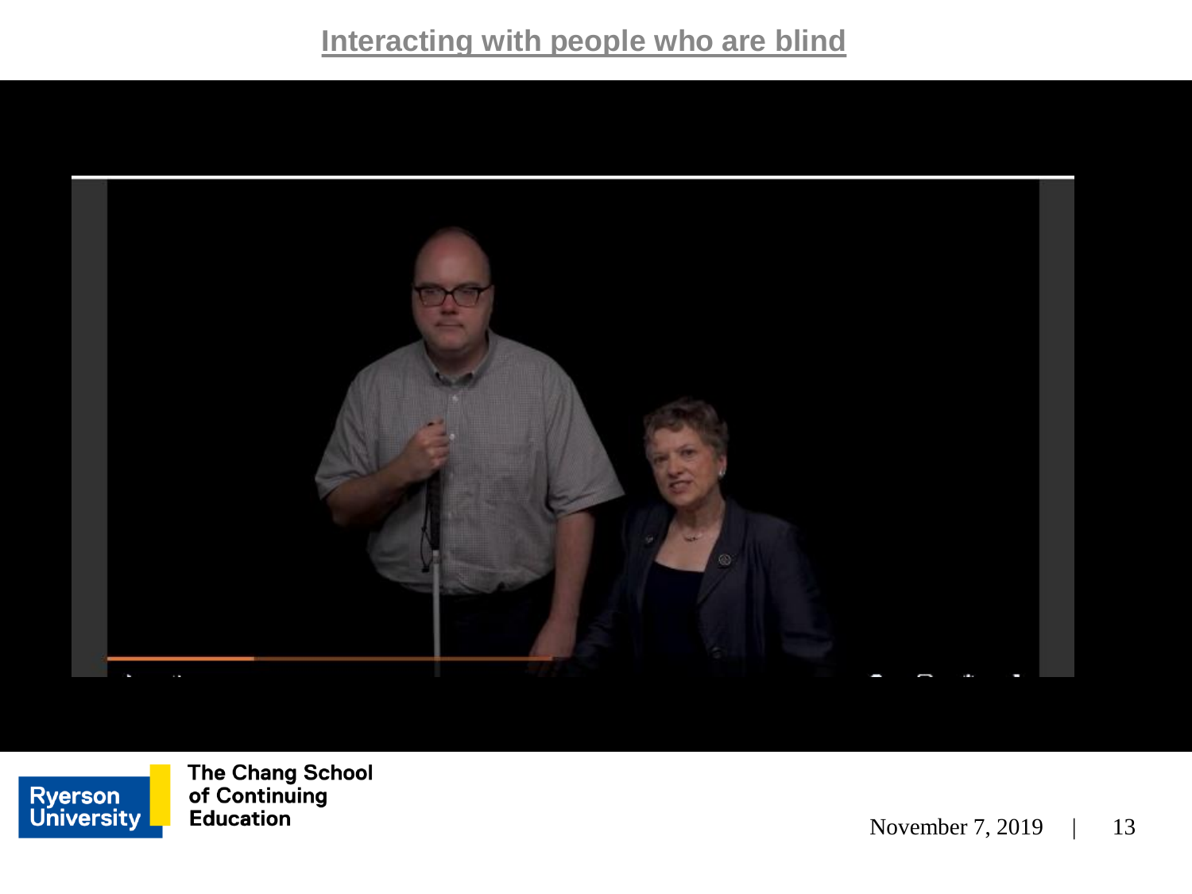# Interacting with people who are blind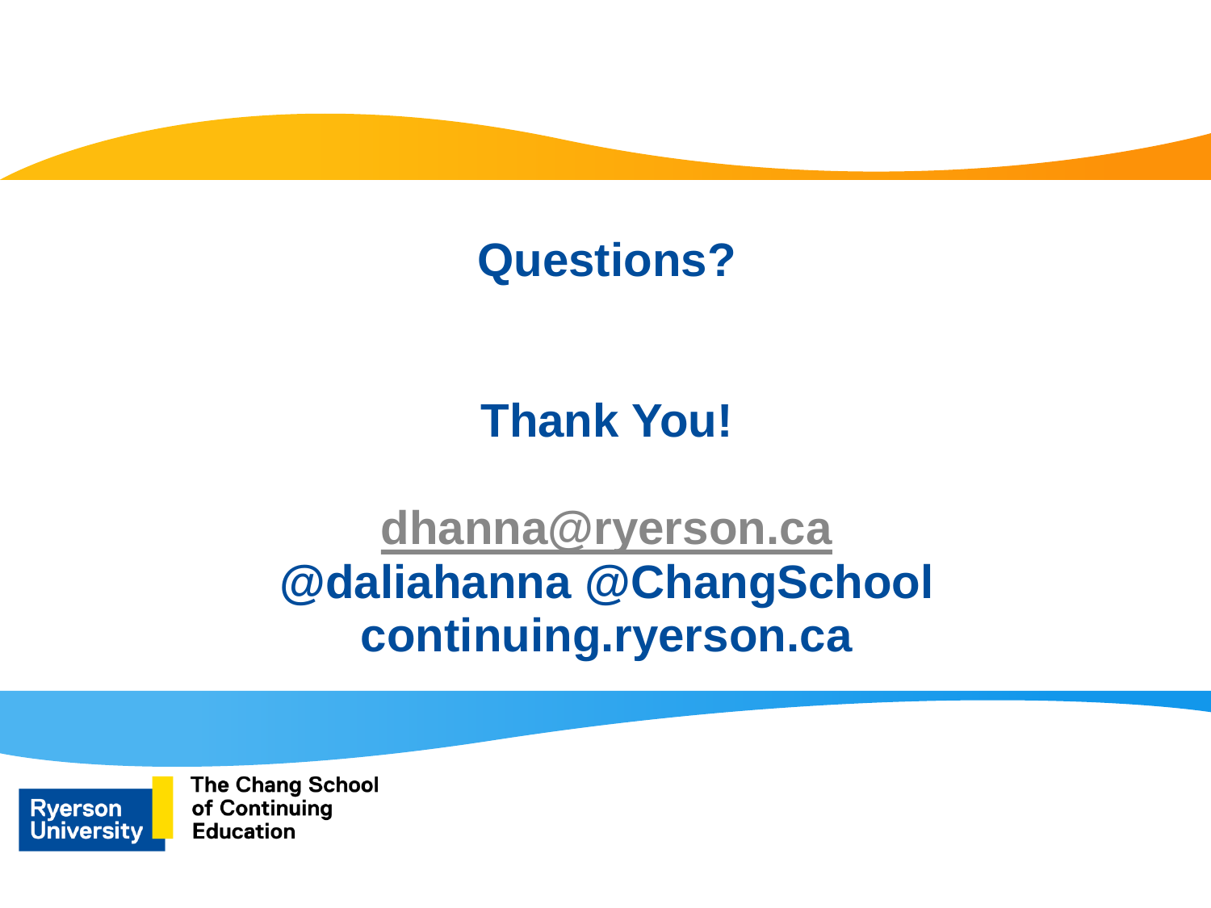# Questions?

# Thank You!

dhanna@ryerson.ca

**@daliahanna @ChangSchool**

**continuing.ryerson.ca**

Ryerson University

The Chang School of Continuing Education